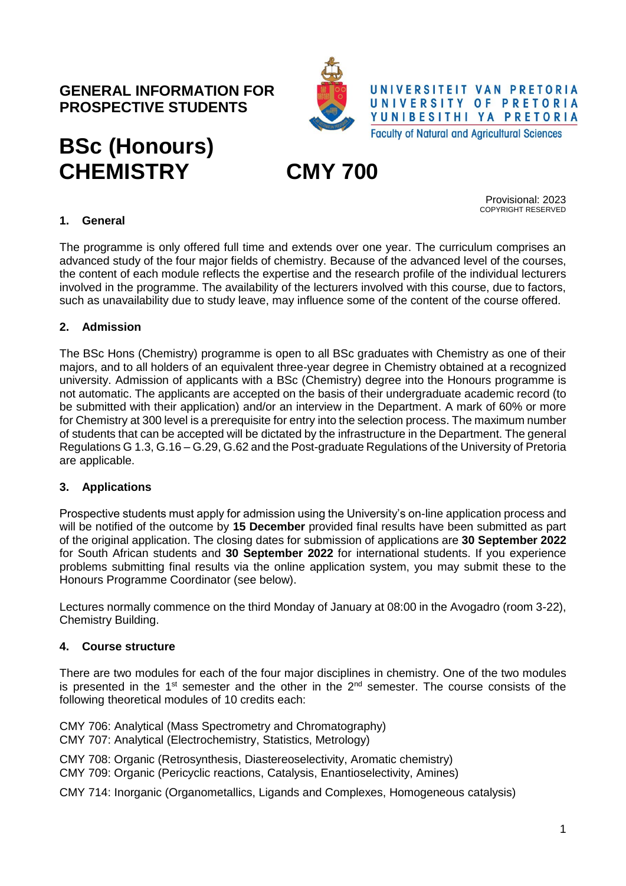# GENERAL INFORMATION FOR PROSPECTIVE STUDENTS

UNIVERSITEIT VAN PRETORIA
UNIVERSITY OF PRETORIA
YUNIBESITHI YA PRETORIA
Faculty of Natural and Agricultural Sciences

# BSc (Honours) CHEMISTRY CMY 700

Provisional: 2023
COPYRIGHT RESERVED

## 1. General

The programme is only offered full time and extends over one year. The curriculum comprises an advanced study of the four major fields of chemistry. Because of the advanced level of the courses, the content of each module reflects the expertise and the research profile of the individual lecturers involved in the programme. The availability of the lecturers involved with this course, due to factors, such as unavailability due to study leave, may influence some of the content of the course offered.

## 2. Admission

The BSc Hons (Chemistry) programme is open to all BSc graduates with Chemistry as one of their majors, and to all holders of an equivalent three-year degree in Chemistry obtained at a recognized university. Admission of applicants with a BSc (Chemistry) degree into the Honours programme is not automatic. The applicants are accepted on the basis of their undergraduate academic record (to be submitted with their application) and/or an interview in the Department. A mark of 60% or more for Chemistry at 300 level is a prerequisite for entry into the selection process. The maximum number of students that can be accepted will be dictated by the infrastructure in the Department. The general Regulations G 1.3, G.16 – G.29, G.62 and the Post-graduate Regulations of the University of Pretoria are applicable.

## 3. Applications

Prospective students must apply for admission using the University's on-line application process and will be notified of the outcome by **15 December** provided final results have been submitted as part of the original application. The closing dates for submission of applications are **30 September 2022** for South African students and **30 September 2022** for international students. If you experience problems submitting final results via the online application system, you may submit these to the Honours Programme Coordinator (see below).

Lectures normally commence on the third Monday of January at 08:00 in the Avogadro (room 3-22), Chemistry Building.

## 4. Course structure

There are two modules for each of the four major disciplines in chemistry. One of the two modules is presented in the 1st semester and the other in the 2nd semester. The course consists of the following theoretical modules of 10 credits each:

CMY 706: Analytical (Mass Spectrometry and Chromatography)
CMY 707: Analytical (Electrochemistry, Statistics, Metrology)

CMY 708: Organic (Retrosynthesis, Diastereoselectivity, Aromatic chemistry)
CMY 709: Organic (Pericyclic reactions, Catalysis, Enantioselectivity, Amines)

CMY 714: Inorganic (Organometallics, Ligands and Complexes, Homogeneous catalysis)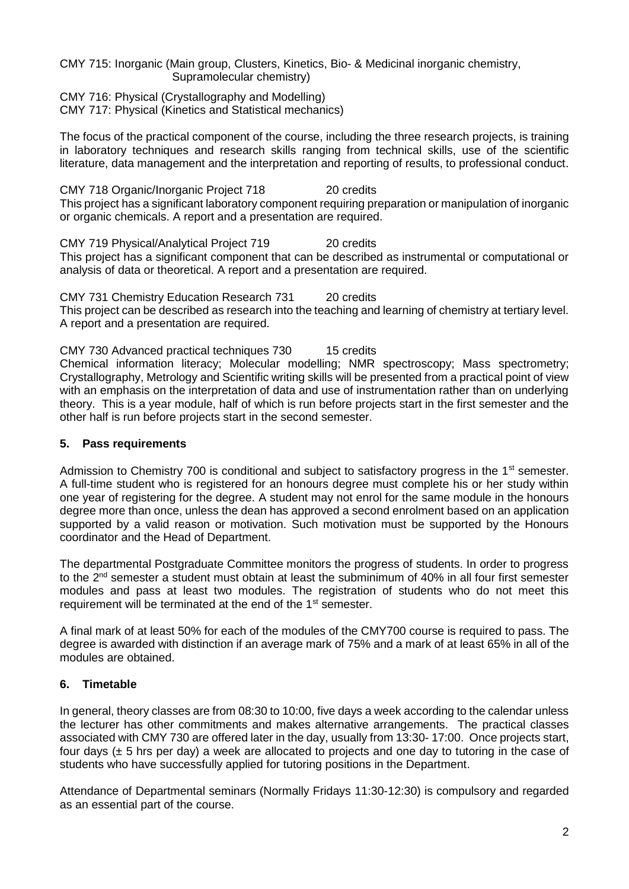CMY 715: Inorganic (Main group, Clusters, Kinetics, Bio- & Medicinal inorganic chemistry, Supramolecular chemistry)

CMY 716: Physical (Crystallography and Modelling)
CMY 717: Physical (Kinetics and Statistical mechanics)

The focus of the practical component of the course, including the three research projects, is training in laboratory techniques and research skills ranging from technical skills, use of the scientific literature, data management and the interpretation and reporting of results, to professional conduct.

CMY 718 Organic/Inorganic Project 718 — 20 credits
This project has a significant laboratory component requiring preparation or manipulation of inorganic or organic chemicals. A report and a presentation are required.

CMY 719 Physical/Analytical Project 719 — 20 credits
This project has a significant component that can be described as instrumental or computational or analysis of data or theoretical. A report and a presentation are required.

CMY 731 Chemistry Education Research 731 — 20 credits
This project can be described as research into the teaching and learning of chemistry at tertiary level. A report and a presentation are required.

CMY 730 Advanced practical techniques 730 — 15 credits
Chemical information literacy; Molecular modelling; NMR spectroscopy; Mass spectrometry; Crystallography, Metrology and Scientific writing skills will be presented from a practical point of view with an emphasis on the interpretation of data and use of instrumentation rather than on underlying theory. This is a year module, half of which is run before projects start in the first semester and the other half is run before projects start in the second semester.

## 5. Pass requirements

Admission to Chemistry 700 is conditional and subject to satisfactory progress in the 1st semester. A full-time student who is registered for an honours degree must complete his or her study within one year of registering for the degree. A student may not enrol for the same module in the honours degree more than once, unless the dean has approved a second enrolment based on an application supported by a valid reason or motivation. Such motivation must be supported by the Honours coordinator and the Head of Department.

The departmental Postgraduate Committee monitors the progress of students. In order to progress to the 2nd semester a student must obtain at least the subminimum of 40% in all four first semester modules and pass at least two modules. The registration of students who do not meet this requirement will be terminated at the end of the 1st semester.

A final mark of at least 50% for each of the modules of the CMY700 course is required to pass. The degree is awarded with distinction if an average mark of 75% and a mark of at least 65% in all of the modules are obtained.

## 6. Timetable

In general, theory classes are from 08:30 to 10:00, five days a week according to the calendar unless the lecturer has other commitments and makes alternative arrangements. The practical classes associated with CMY 730 are offered later in the day, usually from 13:30- 17:00. Once projects start, four days (± 5 hrs per day) a week are allocated to projects and one day to tutoring in the case of students who have successfully applied for tutoring positions in the Department.

Attendance of Departmental seminars (Normally Fridays 11:30-12:30) is compulsory and regarded as an essential part of the course.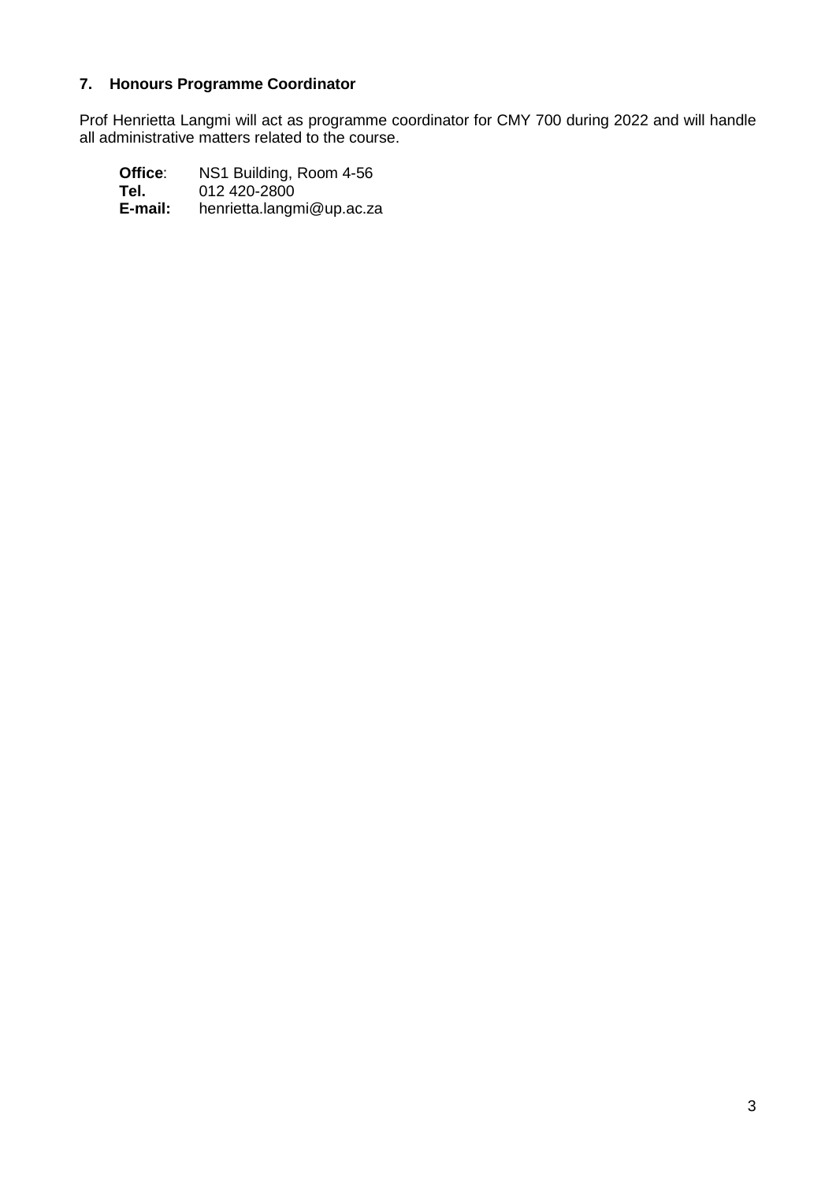## 7. Honours Programme Coordinator

Prof Henrietta Langmi will act as programme coordinator for CMY 700 during 2022 and will handle all administrative matters related to the course.

**Office**: NS1 Building, Room 4-56
**Tel.** 012 420-2800
**E-mail:** henrietta.langmi@up.ac.za